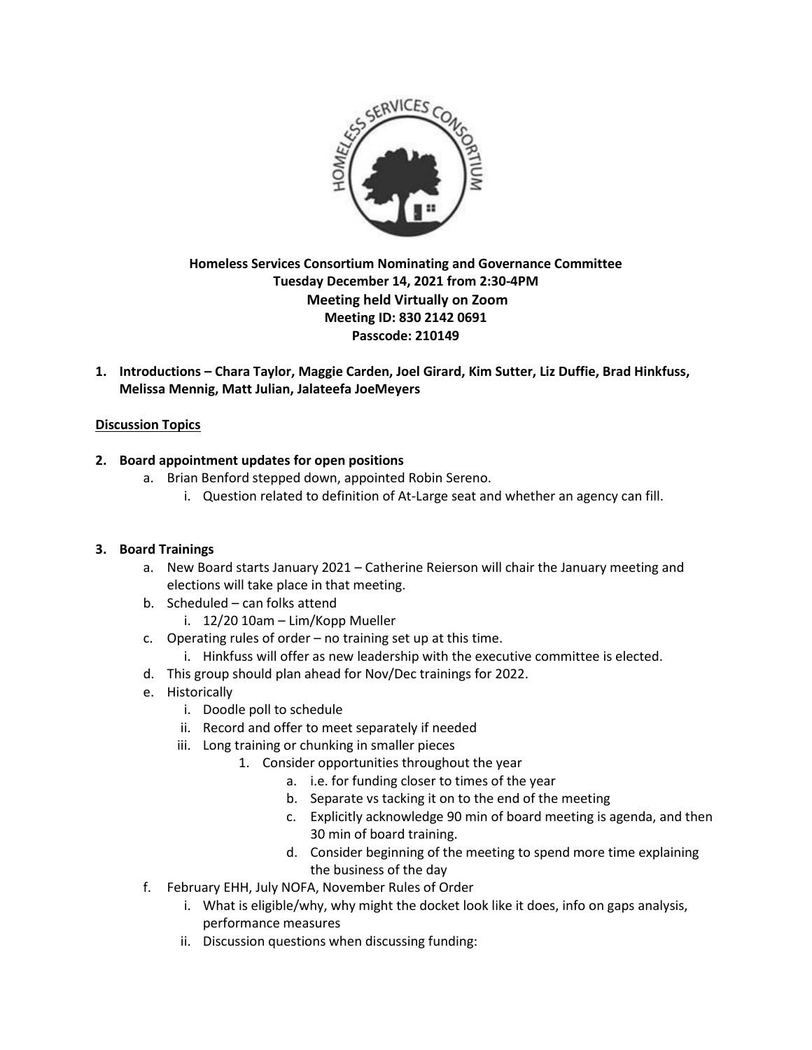**Homeless Services Consortium Nominating and Governance Committee**
**Tuesday December 14, 2021 from 2:30-4PM**
**Meeting held Virtually on Zoom**
**Meeting ID: 830 2142 0691**
**Passcode: 210149**

1. **Introductions – Chara Taylor, Maggie Carden, Joel Girard, Kim Sutter, Liz Duffie, Brad Hinkfuss, Melissa Mennig, Matt Julian, Jalateefa JoeMeyers**

**Discussion Topics**

2. **Board appointment updates for open positions**
   a. Brian Benford stepped down, appointed Robin Sereno.
      i. Question related to definition of At-Large seat and whether an agency can fill.

3. **Board Trainings**
   a. New Board starts January 2021 – Catherine Reierson will chair the January meeting and elections will take place in that meeting.
   b. Scheduled – can folks attend
      i. 12/20 10am – Lim/Kopp Mueller
   c. Operating rules of order – no training set up at this time.
      i. Hinkfuss will offer as new leadership with the executive committee is elected.
   d. This group should plan ahead for Nov/Dec trainings for 2022.
   e. Historically
      i. Doodle poll to schedule
      ii. Record and offer to meet separately if needed
      iii. Long training or chunking in smaller pieces
         1. Consider opportunities throughout the year
            a. i.e. for funding closer to times of the year
            b. Separate vs tacking it on to the end of the meeting
            c. Explicitly acknowledge 90 min of board meeting is agenda, and then 30 min of board training.
            d. Consider beginning of the meeting to spend more time explaining the business of the day
   f. February EHH, July NOFA, November Rules of Order
      i. What is eligible/why, why might the docket look like it does, info on gaps analysis, performance measures
      ii. Discussion questions when discussing funding: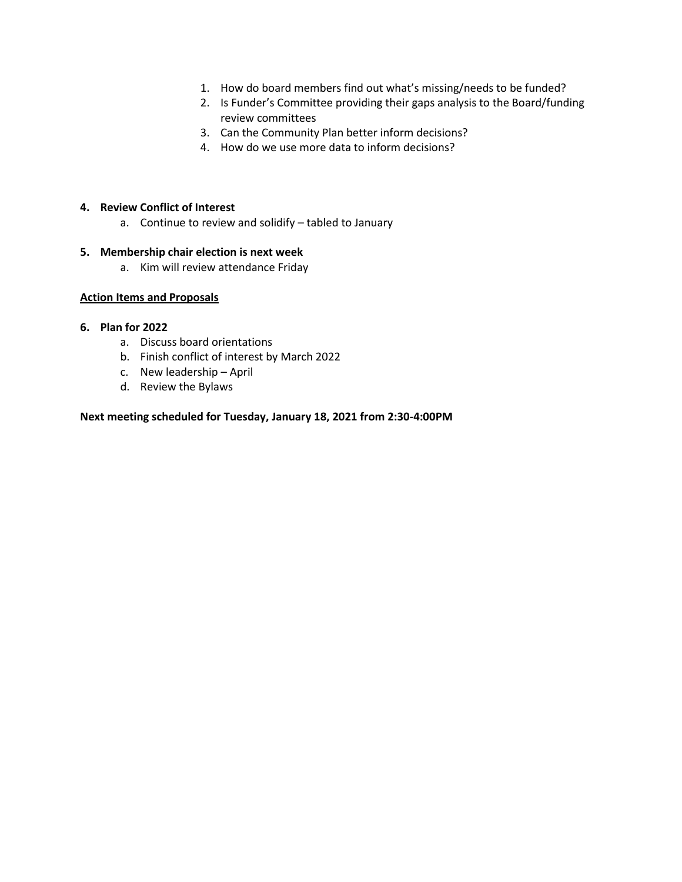1. How do board members find out what's missing/needs to be funded?
2. Is Funder's Committee providing their gaps analysis to the Board/funding review committees
3. Can the Community Plan better inform decisions?
4. How do we use more data to inform decisions?

**4. Review Conflict of Interest**

a. Continue to review and solidify – tabled to January

**5. Membership chair election is next week**

a. Kim will review attendance Friday

**<u>Action Items and Proposals</u>**

**6. Plan for 2022**

a. Discuss board orientations
b. Finish conflict of interest by March 2022
c. New leadership – April
d. Review the Bylaws

**Next meeting scheduled for Tuesday, January 18, 2021 from 2:30-4:00PM**